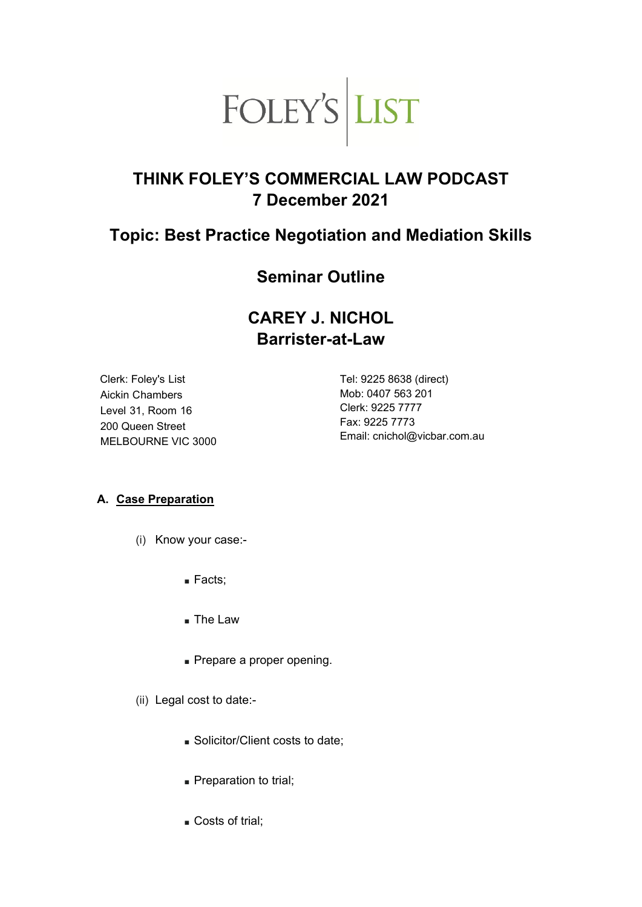FOLEY'S | LIST

# THINK FOLEY'S COMMERCIAL LAW PODCAST
# 7 December 2021

## Topic: Best Practice Negotiation and Mediation Skills

## Seminar Outline

## CAREY J. NICHOL
## Barrister-at-Law

Clerk: Foley's List
Aickin Chambers
Level 31, Room 16
200 Queen Street
MELBOURNE VIC 3000

Tel: 9225 8638 (direct)
Mob: 0407 563 201
Clerk: 9225 7777
Fax: 9225 7773
Email: cnichol@vicbar.com.au

### A. Case Preparation

(i) Know your case:-

- Facts;
- The Law
- Prepare a proper opening.

(ii) Legal cost to date:-

- Solicitor/Client costs to date;
- Preparation to trial;
- Costs of trial;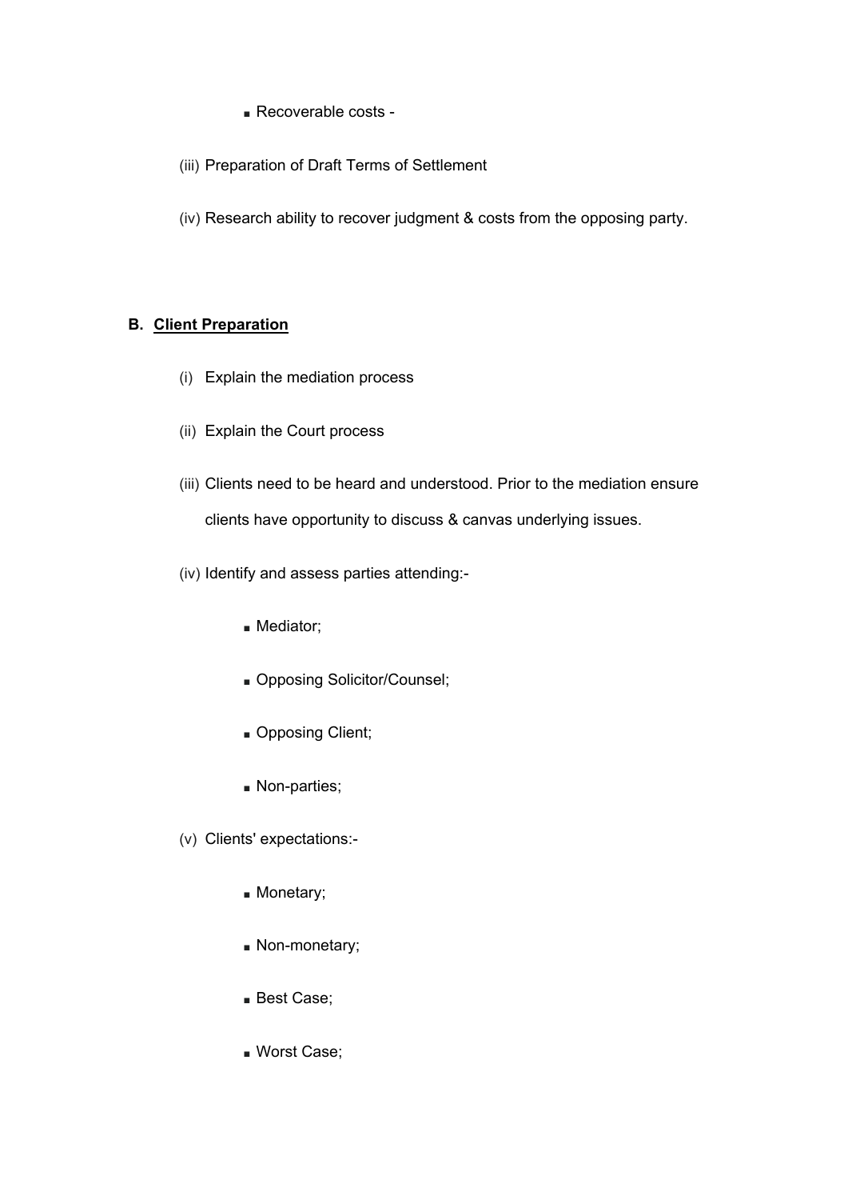- Recoverable costs -

(iii) Preparation of Draft Terms of Settlement

(iv) Research ability to recover judgment & costs from the opposing party.

**B. <u>Client Preparation</u>**

(i) Explain the mediation process

(ii) Explain the Court process

(iii) Clients need to be heard and understood. Prior to the mediation ensure clients have opportunity to discuss & canvas underlying issues.

(iv) Identify and assess parties attending:-

- Mediator;
- Opposing Solicitor/Counsel;
- Opposing Client;
- Non-parties;

(v) Clients' expectations:-

- Monetary;
- Non-monetary;
- Best Case;
- Worst Case;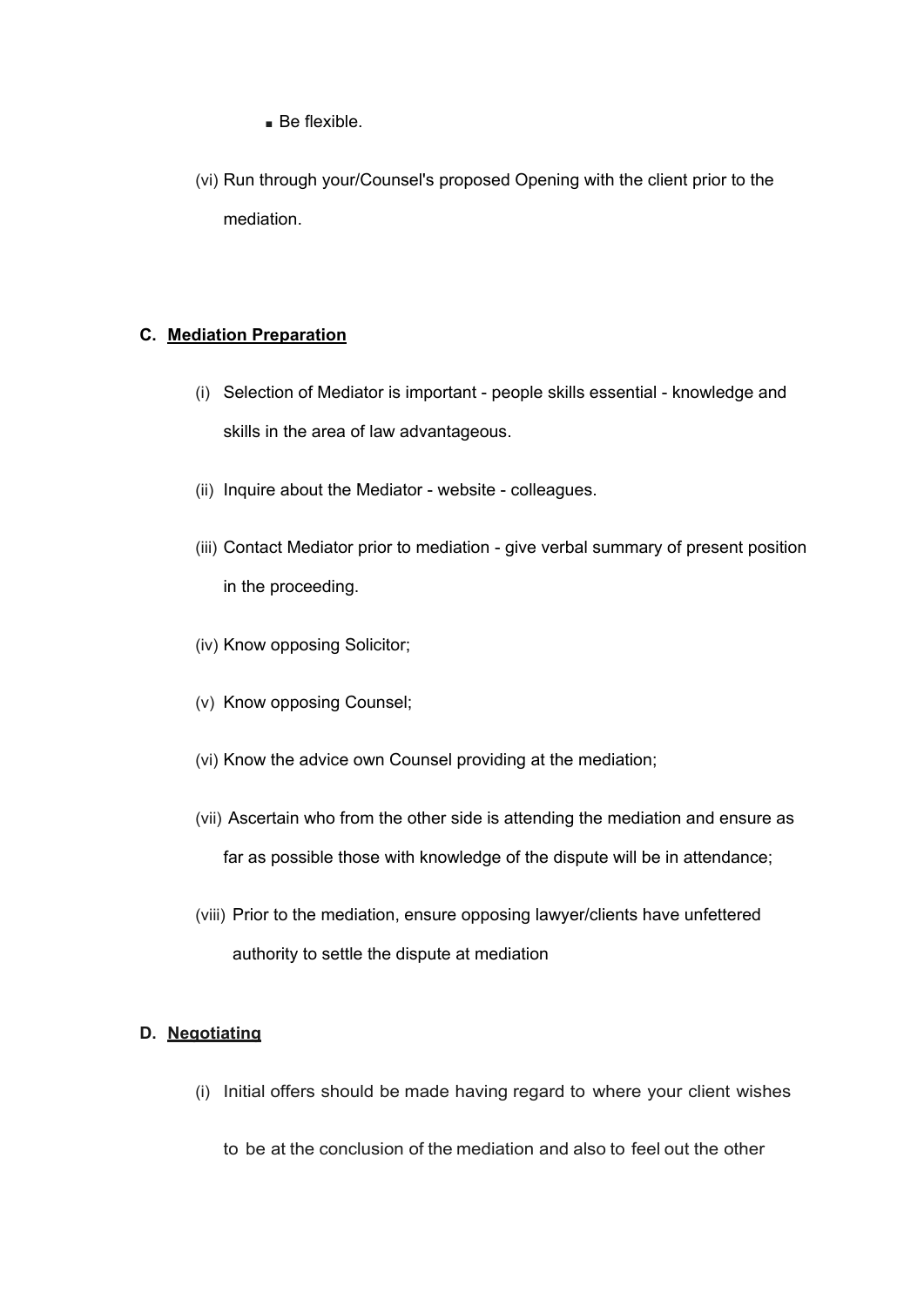- Be flexible.

(vi) Run through your/Counsel's proposed Opening with the client prior to the mediation.

**C. <u>Mediation Preparation</u>**

(i) Selection of Mediator is important - people skills essential - knowledge and skills in the area of law advantageous.

(ii) Inquire about the Mediator - website - colleagues.

(iii) Contact Mediator prior to mediation - give verbal summary of present position in the proceeding.

(iv) Know opposing Solicitor;

(v) Know opposing Counsel;

(vi) Know the advice own Counsel providing at the mediation;

(vii) Ascertain who from the other side is attending the mediation and ensure as far as possible those with knowledge of the dispute will be in attendance;

(viii) Prior to the mediation, ensure opposing lawyer/clients have unfettered authority to settle the dispute at mediation

**D. <u>Negotiating</u>**

(i) Initial offers should be made having regard to where your client wishes to be at the conclusion of the mediation and also to feel out the other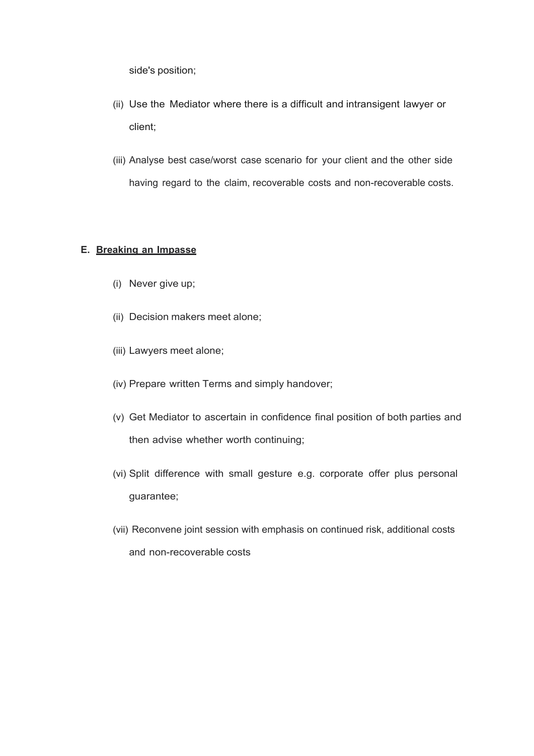side's position;

(ii) Use the Mediator where there is a difficult and intransigent lawyer or client;

(iii) Analyse best case/worst case scenario for your client and the other side having regard to the claim, recoverable costs and non-recoverable costs.

## E. <u>Breaking an Impasse</u>

(i) Never give up;

(ii) Decision makers meet alone;

(iii) Lawyers meet alone;

(iv) Prepare written Terms and simply handover;

(v) Get Mediator to ascertain in confidence final position of both parties and then advise whether worth continuing;

(vi) Split difference with small gesture e.g. corporate offer plus personal guarantee;

(vii) Reconvene joint session with emphasis on continued risk, additional costs and non-recoverable costs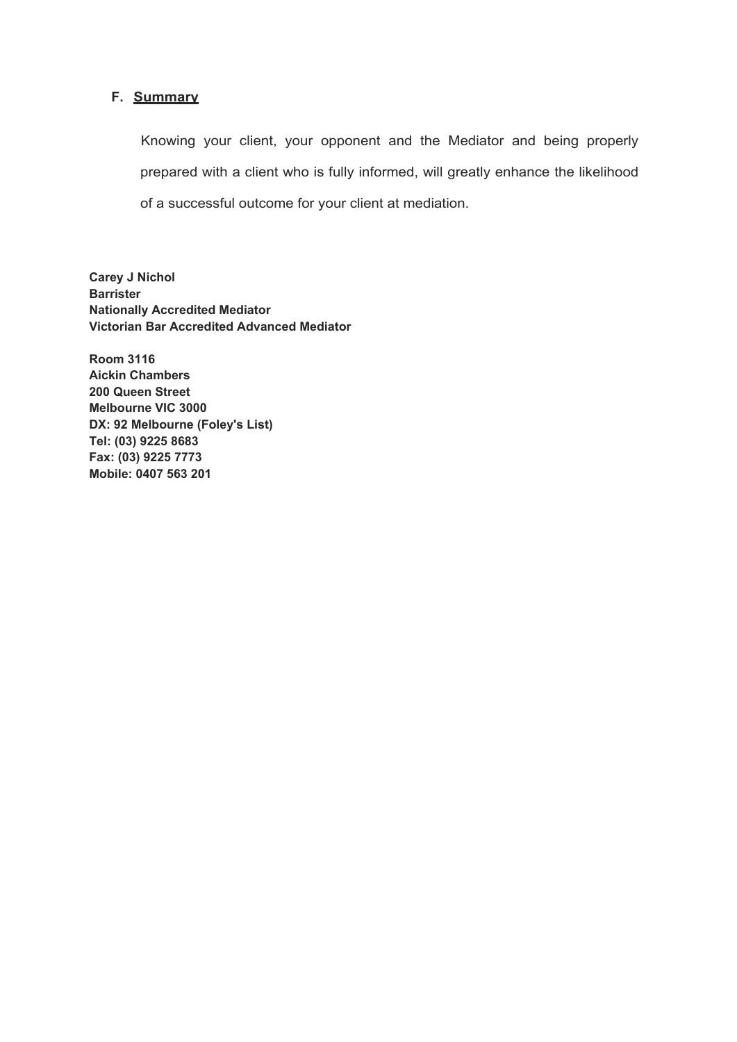## F. <u>Summary</u>

Knowing your client, your opponent and the Mediator and being properly prepared with a client who is fully informed, will greatly enhance the likelihood of a successful outcome for your client at mediation.

**Carey J Nichol**
**Barrister**
**Nationally Accredited Mediator**
**Victorian Bar Accredited Advanced Mediator**

**Room 3116**
**Aickin Chambers**
**200 Queen Street**
**Melbourne VIC 3000**
**DX: 92 Melbourne (Foley's List)**
**Tel: (03) 9225 8683**
**Fax: (03) 9225 7773**
**Mobile: 0407 563 201**